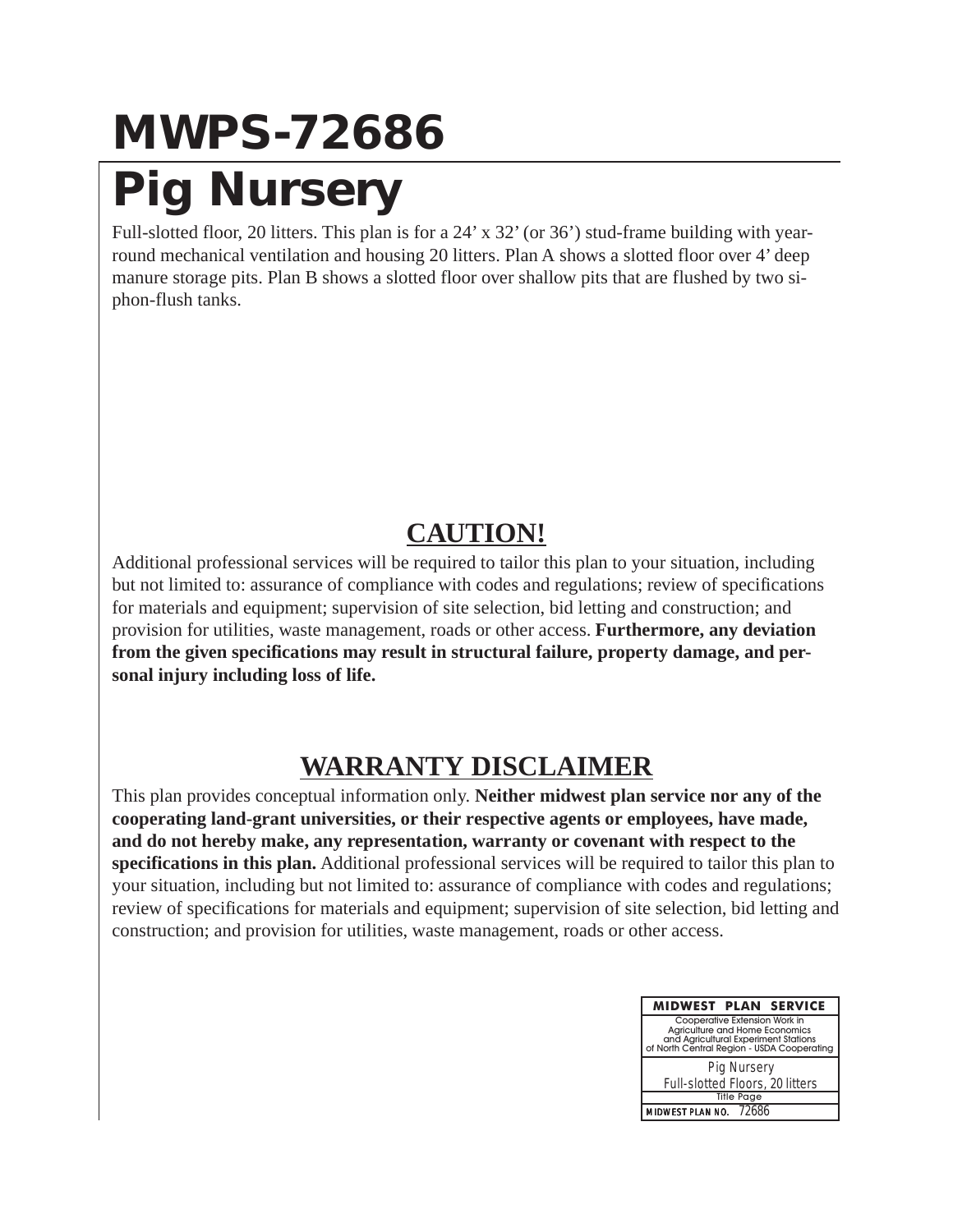# MWPS-72686

# Pig Nursery

Full-slotted floor, 20 litters. This plan is for a 24' x 32' (or 36') stud-frame building with year-round mechanical ventilation and housing 20 litters. Plan A shows a slotted floor over 4' deep manure storage pits. Plan B shows a slotted floor over shallow pits that are flushed by two siphon-flush tanks.

## CAUTION!

Additional professional services will be required to tailor this plan to your situation, including but not limited to: assurance of compliance with codes and regulations; review of specifications for materials and equipment; supervision of site selection, bid letting and construction; and provision for utilities, waste management, roads or other access. **Furthermore, any deviation from the given specifications may result in structural failure, property damage, and personal injury including loss of life.**

## WARRANTY DISCLAIMER

This plan provides conceptual information only. **Neither midwest plan service nor any of the cooperating land-grant universities, or their respective agents or employees, have made, and do not hereby make, any representation, warranty or covenant with respect to the specifications in this plan.** Additional professional services will be required to tailor this plan to your situation, including but not limited to: assurance of compliance with codes and regulations; review of specifications for materials and equipment; supervision of site selection, bid letting and construction; and provision for utilities, waste management, roads or other access.

| MIDWEST PLAN SERVICE |
|---|
| Cooperative Extension Work in Agriculture and Home Economics and Agricultural Experiment Stations of North Central Region - USDA Cooperating |
| Pig Nursery Full-slotted Floors, 20 litters |
| Title Page |
| MIDWEST PLAN NO. 72686 |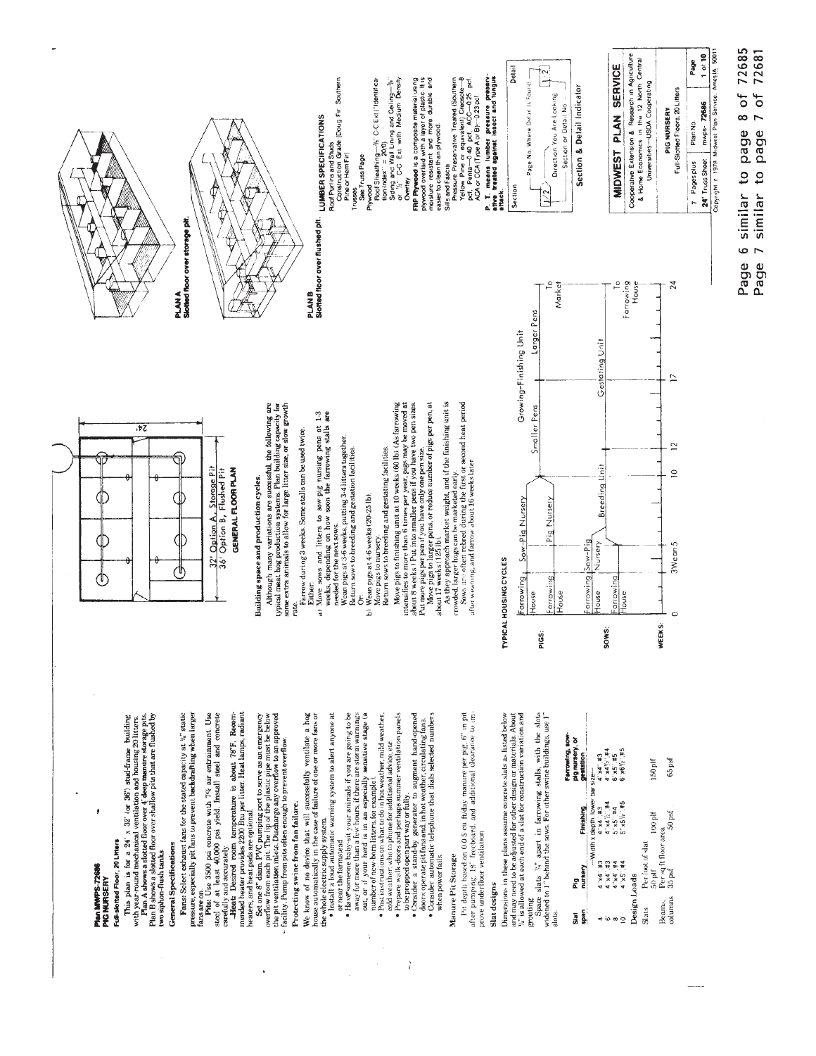# Plan MWPS-72686
# PIG NURSERY

**Full-slotted Floor, 20 Litters**

This plan is for a 24' x 32' (or 36') stud-frame building with year-round mechanical ventilation and housing 20 litters.

Plan A shows a slotted floor over 4' deep manure storage pits. Plan B shows a slotted floor over shallow pits that are flushed by two siphon-flush tanks.

## General Specifications

**Fans:** Select exhaust fans for the stated capacity at ⅛" static pressure, especially pit fans to prevent backdrafting when larger fans are on.

**Pits:** Use 3500 psi concrete with 7% air entrainment. Use steel of at least 40,000 psi yield. Install steel and concrete carefully and accurately.

**Heat:** Desired room temperature is about 78°F. Recommended heater provides 2200 Btu per litter. Heat lamps, radiant heaters, and heat pads are optional.

Set one 8" diam. PVC pumping port to serve as an emergency overflow from each pit. The lip of the plastic pipe must be below the pit ventilation inlets. Discharge any overflow to an approved facility. Pump from pits often enough to prevent overflow.

## Protecting swine from fan failure.

We know of no device that will successfully ventilate a hog house automatically in the case of failure of one or more fans or the whole electric supply system.

- Install a loud automatic warning system to alert anyone at or near the farmstead.
- Have someone baby-sit your animals if you are going to be away for more than a few hours, if there are storm warnings out, or if your herd is in an especially sensitive stage (a number of new-born litters, for example, in hot weather).
- Post instructions on what to do in hot weather, mild weather, cold weather; who to phone for additional advice, etc.
- Prepare walk-doors and perhaps summer ventilation panels to be propped open part way or fully.
- Consider a stand-by generator to augment hand-opened doors: operate exhaust fans and, in hot weather, circulating fans.
- Consider automatic telephone that dials selected numbers when power fails.

## Manure Pit Storage

Pit depth based on 0.05 cu ft/day manure per pig, 6" in pit after pumping, 18" freeboard, and additional clearance to improve underfloor ventilation.

## Slat designs

Dimensions in these plans assume concrete slats as listed below and may need to be adjusted for other design or materials. About ½" is allowed at each end of a slat for construction variation and grouting.

Space slats ⅜" apart in farrowing stalls, with the slots widened to 1" behind the sows. For other swine buildings, use 1" slots.

| Slat span | Pig nursery | Finishing | Farrowing, sow-pig nursery, or gestation |
|---|---|---|---|
| | —Width x depth, lower bar size— | | |
| 4 | 4"x4", #3 | 4"x4", #3 | 4"x4", #3 |
| 6 | 4"x4", #3 | 4"x4½", #4 | 4"x4½", #4 |
| 8 | 4"x4", #4 | 5"x5", #4 | 6"x5", #5 |
| 10 | 4"x5", #4 | 5"x5½", #5 | 6"x6½", #5 |

## Design Loads

| | | | |
|---|---|---|---|
| Slats | Per foot of slat | 100 plf | 150 plf |
| | 50 plf | | |
| Beams, columns | Per sq ft floor area | 50 psf | 65 psf |
| | 35 psf | | |

32' Option A, Storage Pit
36' Option B, Flushed Pit

24'

**GENERAL FLOOR PLAN**

## Building space and production cycles.

Although many variations are successful, the following are typical meat hog production systems. Plan building capacity for some extra animals to allow for large litter size, or slow growth rate.

Farrow during 3 weeks. Some stalls can be used twice.

Either:

a) Move sows and litters to sow-pig nursing pens at 1-3 weeks, depending on how soon the farrowing stalls are needed for the next sows.
Wean pigs at 3-4 weeks, putting 3-4 litters together.
Return sows to breeding and gestation facilities.

Or:

b) Wean pigs at 4-6 weeks (20-25 lb).
Move pigs to nursery.
Return sows to breeding and gestating facilities.

Move pigs to finishing unit at 10 weeks (60 lb). (As farrowing intensifies to more than 6 times per year, pigs may be moved at about 8 weeks.) Put into smaller pens if you have two pen sizes. Put more pigs per pen if you have only one pen size.

Move pigs to larger pens, or reduce number of pigs per pen, at about 17 weeks (125 lb).

As they approach market weight, and if the finishing unit is crowded, larger hogs can be marketed early.

Sows are often rebred during the first or second heat period after weaning, and farrow about 16 weeks later.

## TYPICAL HOUSING CYCLES

PIGS:
- Farrowing House → Sow-Pig Nursery → Growing-Finishing Unit (Smaller Pens → Larger Pens) → To Market
- Farrowing House → Pig Nursery
- Farrowing House → Sow-Pig Nursery

SOWS:
- Farrowing House → Breeding Unit → Gestating Unit → To Farrowing House

WEEKS: 0, 3 Wean 5, 10, 12, 17, 24

**PLAN A**
**Slotted floor over storage pit.**

**PLAN B**
**Slotted floor over flushed pit.**

## LUMBER SPECIFICATIONS

Roof Purlins and Studs
Construction Grade (Doug Fir, Southern Pine or Hem Fir)

Trusses
See Truss Page

Plywood
Roof Sheathing—⅜" C-C Ext ("Identification Index" = 20/0)
Siding and Wall Lining and Ceiling—⅜" or ½" C-C Ext with Medium Density Overlay

FRP Plywood is a composite material using plywood overlaid with a layer of plastic. It is moisture resistant and more durable and easier to clean than plywood.

Sills and Fascia
Pressure Preservative Treated (Southern Yellow Pine or equivalent) Creosote—8 pcf, Penta—0.40 pcf, ACC—0.25 pcf, ACA or CCA (Type A or B)—0.23 pcf

**P. T. means lumber pressure preservative treated against insect and fungus attack.**

Section — Detail
Page No. Where Detail is Found
Direction You Are Looking
Section or Detail No.

**Section & Detail Indicator**

**MIDWEST PLAN SERVICE**
Cooperative Extension & Research in Agriculture & Home Economics in the 12 North Central Universities—USDA Cooperating

PIG NURSERY
Full-Slotted Floors, 20 Litters

7 Pages plus 24' Truss Sheet | Plan No. mwps- 72686 | Page 1 of 10

Copyright © 1978 Midwest Plan Service, Ames IA 50011

Page 6 similar to page 8 of 72685
Page 7 similar to page 7 of 72681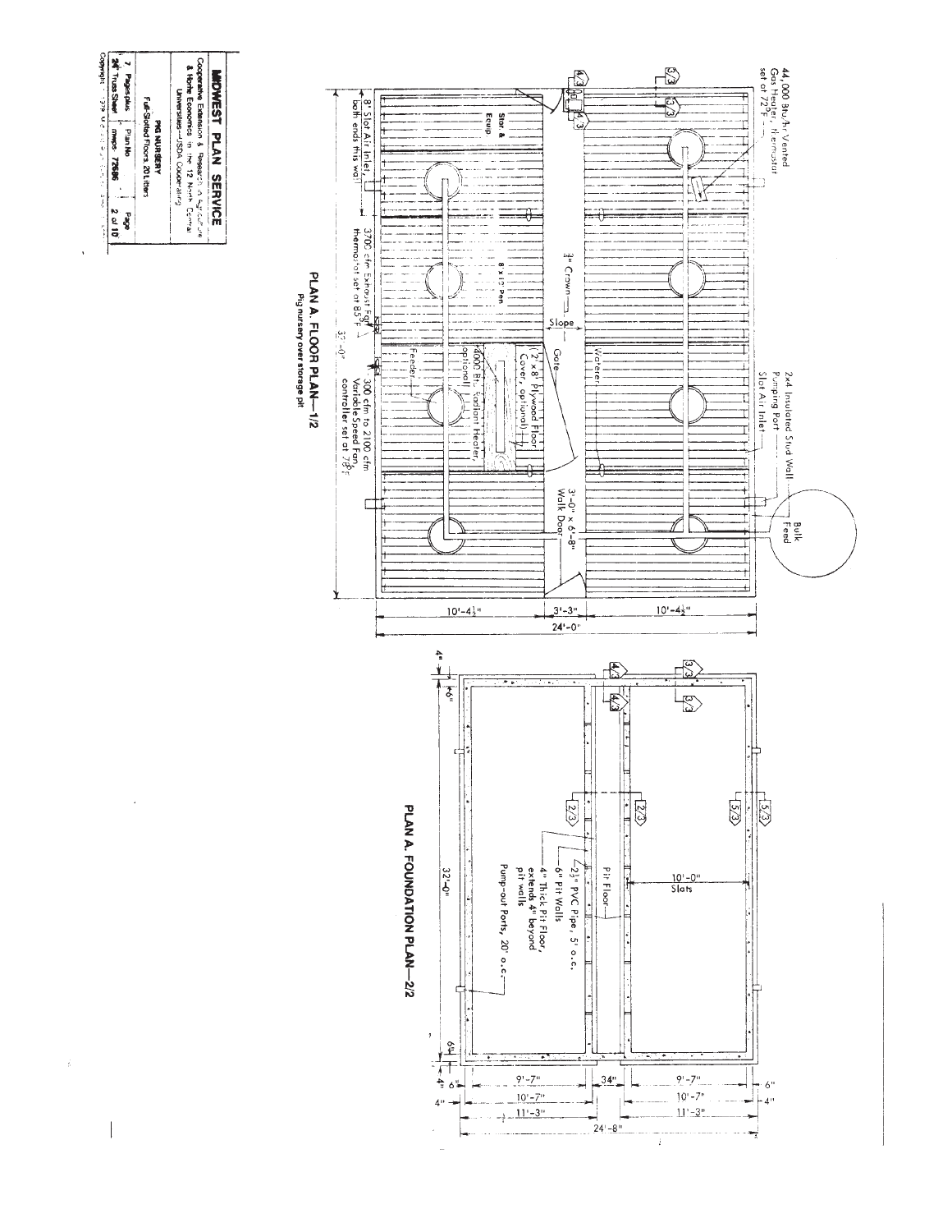## MIDWEST PLAN SERVICE

Cooperative Extension & Research in Agriculture & Home Economics in the 12 North Central Universities—USDA Cooperating

PIG NURSERY
Full-Slotted Floors 20 Litters

| 7 Pages-plus 24" Truss Sheet | Plan No. mwps 72606 | Page 2 of 10 |
|---|---|---|

44,000 Btu/hr Vented Gas Heater, thermostat set at 72°F

2x4 Insulated Stud Wall

Pumping Port

Slot Air Inlet

Bulk Feed

8' Slot Air Inlet, both ends this wall

Stor. & Equip.

8' x 12' Pen

3" Crown

Slope

Waterer

Gate

12"x8' Plywood Floor Cover, optional

4000 Btu Radiant Heater, optional

Feeder

3700 cfm Exhaust Fan, thermostat set at 85°F

300 cfm to 2100 cfm Variable Speed Fan, controller set at 78°F

3'-0" x 6'-8" Walk Door

32'-0"

10'-4½" | 3'-3" | 10'-4½"

24'-0"

### PLAN A. FLOOR PLAN—1/2

Pig nursery over storage pit

10'-0" Slats

Pit Floor

2½" PVC Pipe, 5' o.c.

6" Pit Walls

4" Thick Pit Floor, extends 4" beyond pit walls

Pump-out Ports, 20' o.c.

32'-0"

4" | 6" | 6"

6" | 9'-7" | 34" | 9'-7" | 6"

4" | 10'-7" | 10'-7" | 4"

11'-3" | 11'-3"

24'-8"

### PLAN A. FOUNDATION PLAN—2/2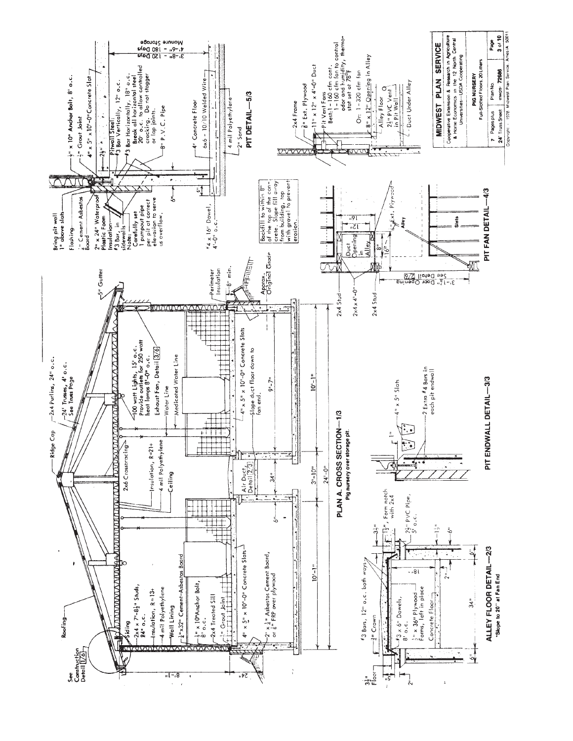## PLAN A. CROSS SECTION—1/3

Pig nursery over storage pit.

- See Construction Detail 1/6
- Roofing
- Ridge Cap
- 2x4 Purlins, 24" o.c.
- 24' Trusses, 4' o.c. See Truss Page
- 5" Gutter
- Siding
- 2x4 x 7'-8½" Studs, 24" o.c.
- Insulation, R=13+
- 4 mil Polyethylene
- Wall Lining
- ¼"x32" Cement-Asbestos Board
- ⅝" x 10" Anchor Bolt, 8' o.c.
- 2x4 Treated Sill
- ½" Grout Joint
- 4" x 5" x 10'-0" Concrete Slats
- 2' x ¼" Asbestos Cement Board, or ⅛" FRP over plywood
- 2x6 Crossbracing
- Insulation, R=21+
- 4 mil Polyethylene
- Ceiling
- 100 watt Lights, 15' o.c. Provide outlets for 250 watt heat lamps 8'-0" o.c.
- Exhaust Fan, Detail 3/6
- Water Line
- Medicated Water Line
- 4" x 5" x 10'-0" Concrete Slats
- Slope duct floor down to fan end.
- Air Duct, Detail 2/3
- Perimeter Insulation
- 8" min.
- Approx. Original Grade
- Dimensions: 7'-8", 24", 6", 10'-1", 34", 3'-10", 9'-7", 10'-1", 24'-0"

## PIT DETAIL—5/3

- Bring pit wall 1" above slats
- Flashing
- ¼" Cement Asbestos Board
- 2" x 24" Waterproof Plastic Foam Insulation
- #3 Bar, in sidewalls
- Note: Carefully set 1 pumpout pipe per pit at correct elevation to serve as overflow.
- ⅝" x 10" Anchor Bolt, 8' o.c.
- ½" Grout Joint
- 4" x 5" x 10'-0" Concrete Slat
- Pitwall Steel: #3 Bar Vertically, 12" o.c.
- #3 Bar Horizontally, 18" o.c. Break all horizontal steel 20' o.c. to allow controlled cracking. Do not stagger or lap joints.
- 8" P.V.C. Pipe
- 4" Concrete Floor
- 6x6 - 10/10 Welded Wire
- 4 mil Polyethylene
- 2" Sand
- #4 x 16" Dowel, 4'-0" o.c.
- Manure Storage: 3'-8" - 120 Days; 4'-6" - 180 Days
- Dimensions: 2½", 6", 4"

Backfill to within 8" of the top of the concrete. Slope fill away from building, top with gravel to prevent erosion.

## PIT FAN DETAIL—4/3

- 2x4 Frame
- ⅝" Ext. Plywood
- 11" x 12" x 4'-0" Duct
- Pit Vent Fans
- Best: 1 - 160 cfm cont. 1 - 160 cfm fan to control odor and humidity, thermostat set at 78°F.
- Or: 1 - 320 cfm fan
- 8" x 12" Opening in Alley
- Alley Floor
- 2½" PVC Vent in Pit Wall
- Duct Under Alley
- 2x4 Stud
- 2x4 x 4'-0"
- 2x4 Stud
- Duct Opening in Alley
- ⅝" Ext. Plywood
- Alley
- Slats
- 3'-1½" Door Opening, See Detail 2/6
- Dimensions: 16", 12", 8", 16"

## ALLEY FLOOR DETAIL—2/3

*Slope to 20" at Fan End

- #3 Bars, 12" o.c. both ways
- ¾" Crown
- 3½" Floor
- #3 x 6" Dowels, 8" o.c.
- ½" x 36" Plywood Forms, left in place
- Concrete Floor
- Form notch with 2x4
- 2½" PVC Pipe, 5' o.c.
- Dimensions: 3½", 1½", 2", 18"*, 2", 34", 6", 6", 1½", 6"

## PIT ENDWALL DETAIL—3/3

- 4" x 5" Slats
- 2 Extra #4 Bars in each pit endwall
- 1"

---

**MIDWEST PLAN SERVICE**

Cooperative Extension & Research in Agriculture & Home Economics in the 12 North Central Universities—USDA Cooperating

**PIG NURSERY**

Full-Slotted Floors, 20 Litters

| 7 Pages plus | Plan No. | Page |
| --- | --- | --- |
| 24' Truss Sheet | mwps- 72686 | 3 of 10 |

Copyright 1978 Midwest Plan Service, Ames IA 50011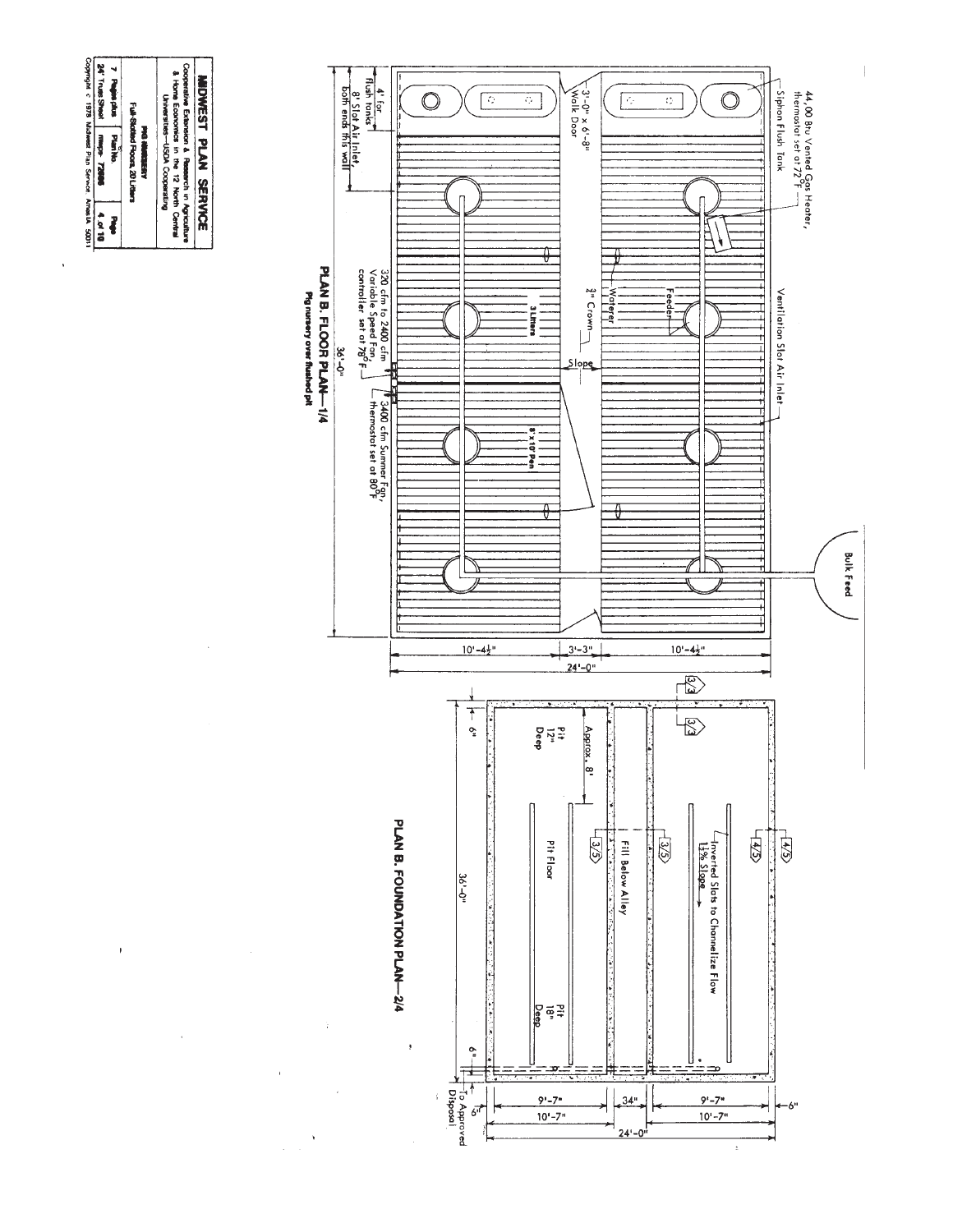44,00 Btu Vented Gas Heater, thermostat set at 72°F

Siphon Flush Tank

Ventilation Slot Air Inlet

Bulk Feed

3'-0" x 6'-8" Walk Door

Waterer

Feeder

½" Crown

Slope

3 Litters

8' x 10' Pen

4' for flush tanks

8" Slot Air Inlet, both ends this wall

320 cfm to 2400 cfm Variable Speed Fan, controller set at 78°F

3400 cfm Summer Fan, thermostat set at 80°F

36'-0"

10'-4½" | 3'-3" | 10'-4½"

24'-0"

## PLAN B. FLOOR PLAN—1/4

Pig nursery over flushed pit

3/3

3/3

Approx. 8'

Pit 12" Deep

3/5

3/5

Fill Below Alley

Pit Floor

Inverted Slats to Channelize Flow

1½% Slope

4/5

4/5

Pit 18" Deep

6"

36'-0"

6"

To Approved Disposal

6"

9'-7" | 34" | 9'-7"

10'-7" | | 10'-7"

24'-0"

6"

## PLAN B. FOUNDATION PLAN—2/4

**MIDWEST PLAN SERVICE**

Cooperative Extension & Research in Agriculture & Home Economics in the 12 North Central Universities—USDA Cooperating

PIG NURSERY

Full-Slotted Floors, 20 Litters

| 7 Pages plus 24" Truss Sheet | Plan No. mwps- 72808 | Page 4 of 10 |
|---|---|---|

Copyright © 1978 Midwest Plan Service, Ames IA 50011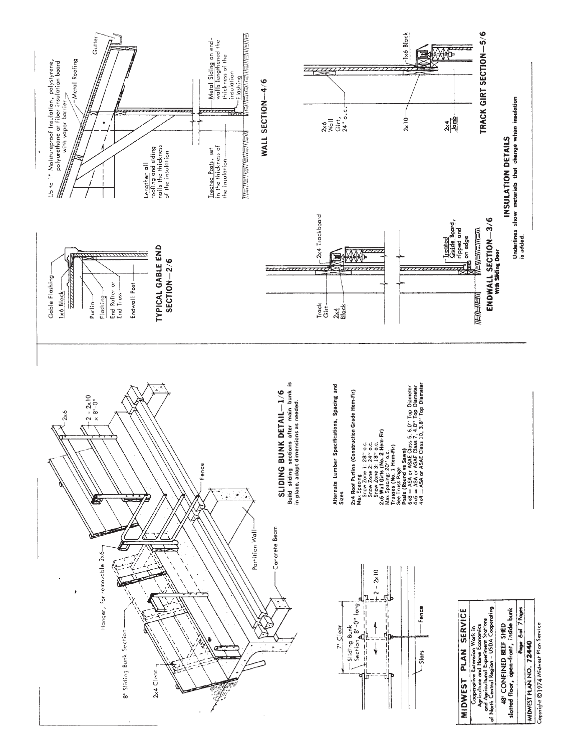## SLIDING BUNK DETAIL—1/6

Build sliding sections after main bunk is in place, adapt dimensions as needed.

8' Sliding Bunk Section

2x4 Cleat

Hanger, for removable 2x6

2x6

2 - 2x10 x 8'-0"

Fence

Partition Wall

Concrete Beam

7' Clear

Sliding Bunk Section 8'-0" long

2 - 2x10

Slats

Fence

**Alternate Lumber Specifications, Spacing and Sizes**

**2x4 Roof Purlins (Construction Grade Hem-Fir)**
Max Spacing
- Snow Zone 1: 28" o.c.
- Snow Zone 2: 24" o.c.
- Snow Zone 3: 18" o.c.

**2x6 Wall Girts (No. 2 Hem-Fir)**
Max Spacing: 20" o.c.

**Trusses (No. 1 Hem-Fir)**
See Truss Page

**Posts (Round vs Sawn)**
- 6x8 = ASA or ASAE Class 5, 6.0" Top Diameter
- 4x6 = ASA or ASAE Class 7, 4.8" Top Diameter
- 4x4 = ASA or ASAE Class 10, 3.8" Top Diameter

## TYPICAL GABLE END SECTION—2/6

Gable Flashing

1x6 Block

Purlin

Flashing

End Rafter or End Truss

Endwall Post

## ENDWALL SECTION—3/6
**With Sliding Door**

Track Girt

2x4 Block

2x4 Trackboard

Treated Guide Board, ripped and on edge

## WALL SECTION—4/6

Up to 1" Moistureproof Insulation, polystyrene, polyurethane or fiber insulation board with vapor barrier

Metal Roofing

Gutter

Lengthen all roofing and siding nails the thickness of the insulation

Treated Posts, set in the thickness of the insulation

Metal Siding on endwalls lengthened the thickness of the insulation

Flashing

## TRACK GIRT SECTION—5/6

2x6 Wall Girt, 24" o.c.

2x10

2x4 Jamb

1x6 Block

## INSULATION DETAILS

Underlines show materials that change when insulation is added.

**MIDWEST PLAN SERVICE**

Cooperative Extension Work in Agriculture and Home Economics and Agricultural Experiment Stations of North Central Region - USDA Cooperating

48' CONFINED BEEF SHED
slotted floor, open-front, inside bunk

MIDWEST PLAN NO. 72440

Copyright ©1974 Midwest Plan Service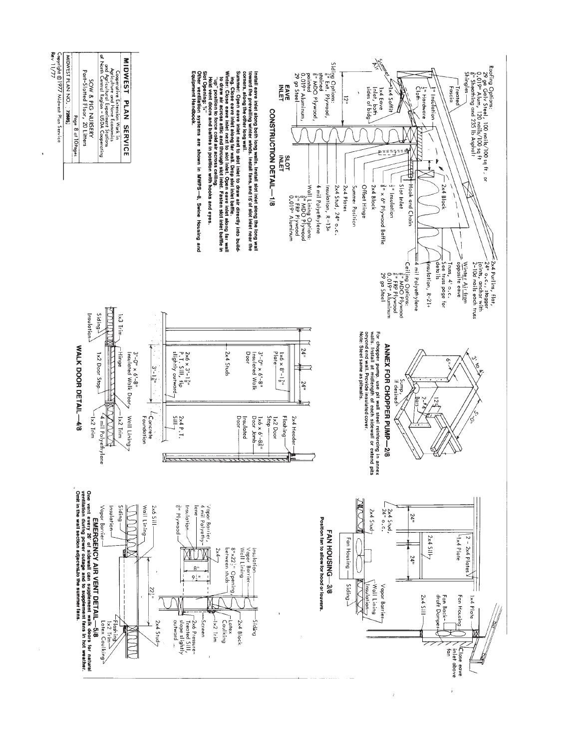## CONSTRUCTION DETAIL—1/8

Roofing Options:
29 ga Galv Steel, 100 nails/100 sq ft, or
0.019" Alum, 120 nails/100 sq ft
⅜" Sheathing and 235 lb Asphalt Shingles

Treated Fascia
¼" Hardware Cloth
1" Insulation
1x4 Soffit
Summer Air
1x4 Eave Inlet, both sides of bldg
12"

Siding Options:
⅝" Ext. Plywood,
⅜" MDO Plywood, painted
0.019" Aluminum,
29 ga Steel

**EAVE INLET**

**SLOT INLET**

2x4 Purlins, flat, 24" o.c., stagger joints, anchor with 2-10d nails each truss
Winter Air from opposite eave
Truss, 4' o.c. See truss page for details
Insulation, R=21+
4 mil Polyethylene
Ceiling Options:
⅜" MDO Plywood
⅜" FRP Plywood
0.019" Aluminum
29 ga Steel

2x4 Block
Hook and Chain
Slot Inlet
½" Insulation
⅜" x 6" Plywood Baffle
2x4 Block
Offset Hinge
Summer Position
2x4 Plates
2x4 Stud, 24" o.c.
Insulation, R=13+
4 mil Polyethylene
Wall Lining Options:
⅜" MDO Plywood
⅜" FRP Plywood
0.019" Aluminum

**Install eave inlet along both long walls. Install slot inlet along the long wall toward the prevailing winter winds. Install fans, and 16' of slot inlet near the corners, along the other long wall.**
**Summer: Open eave inlet next to slot inlet to draw air directly into building. Close eave inlet along far wall. Drop slot inlet baffle.**
**Winter: Close eave inlet next to slot inlet. Open eave inlet along far wall to draw air across attic and through slot inlet. Fasten slot inlet baffle in position to force cold air across ceiling.**
**Hold vent doors and baffles in position with hooks and eyes.**
**Slot Opening: ¾"**
**Other ventilation systems are shown in MWPS—8, Swine Housing and Equipment Handbook.**

## ANNEX FOR CHOPPER PUMP—2/8

3' to 4'
6"
12"
2-#4 Bars
5'-0"
Sump, if desired

For chopper pump, use pit wall steel reinforcing in annex walls. Install at midlength of each sidewall or extend pits beyond end wall. Provide insulated cover.
Note: Steel same as pitwalls.

## WALK DOOR DETAIL—4/8

24" 24"
1x6 x 8'-1⅞" Plate
3'-0" x 6'-8" Insulated Walk Door
2x4 Studs
2x6 x 3'-1⅞" P.T. Sill, tip slightly outward
3'-1⅞"
2x4 Header
Flashing
1x2 Door Stop
1x6 x 6'-8⅜" Door Jamb
Insulated Door
2x4 P.T. Sill
Concrete Foundation

1x3 Trim
Siding
Insulation
Hinge
3'-0" x 6'-8" Insulated Walk Door
1x2 Door Stop
Wall Lining
1x2 Trim
4 mil Polyethylene
1x2 Trim

## FAN HOUSING—3/8

2 - 2x4 Plates
1x4 Plate
24" 24"
2x4 Sill
2x4 Stud, 24" o.c.
2x4 Stud
Fan Housing
Siding
Vapor Barrier
Wall Lining
Insulation
2x4 Sill
Fan Housing
Fan Back-draft Damper
1x4 Plate
Close eave inlet above fan

Position fan to allow for hood or louvers.

## EMERGENCY AIR VENT DETAIL—5/8

Vapor Barrier, 4 mil Polyethylene
Insulation
⅜" Plywood
2x4
8"
9½"
Insulation
Vapor Barrier
Wall Lining
8"x22½" Opening between studs
Siding
2x4 Block
Latex Caulking
1x2 Trim
Screen
2x6 Pressure-Treated Sill, slope slightly outward
2x6 Sill
Wall Lining
Siding
Insulation
Vapor Barrier
22½"
2x4 Stud
Flashing
1x2 Trim
Latex Caulking

**One vent every 20' of sidewall can supplement walk doors for natural ventilation during power outage and to supplement fans in hot weather. Omit in the wall section adjacent to the summer fans.**

**MIDWEST PLAN SERVICE**
Cooperative Extension Work in Agriculture and Home Economics and Agricultural Experiment Stations of North Central Region - USDA Cooperating

SOW & PIG NURSERY
Part-Slotted Floor, 20 Litters

MIDWEST PLAN NO. 72605
Copyright © 1977 Midwest Plan Service
Rev 11/77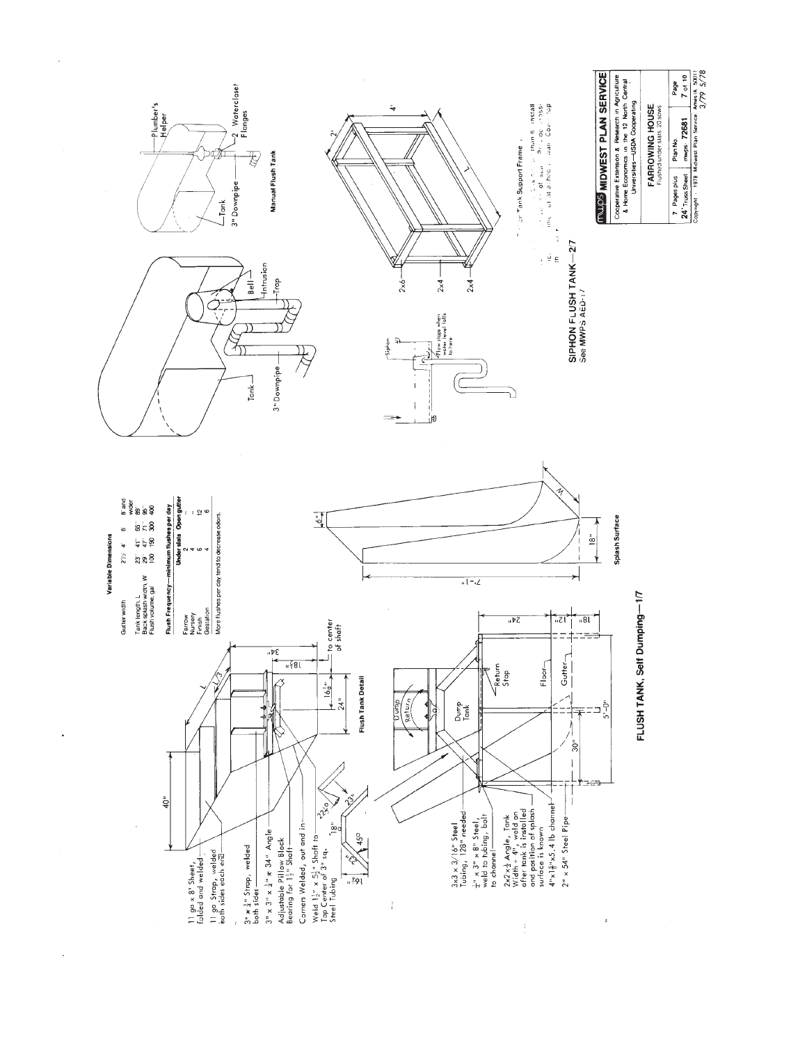**Variable Dimensions**

| Gutter width | 2½' | 4' | 6' | 8' and wider |
| --- | --- | --- | --- | --- |
| Tank length, L | 23" | 41" | 65" | 89" |
| Back splash width, W | 29" | 47" | 71" | 95" |
| Flush volume, gal | 100 | 190 | 300 | 400 |

**Flush Frequency—minimum flushes per day**

| | Under slats | Open gutter |
| --- | --- | --- |
| Farrow | 2 | – |
| Nursery | 4 | – |
| Finish | 6 | 12 |
| Gestation | 4 | 6 |

More flushes per day tend to decrease odors.

11 ga x 8' Sheet, folded and welded

11 ga Strap, welded both sides each end

3" x ¼" Strap, welded both sides

3" x 3" x ¼" x 34" Angle

Adjustable Pillow Block Bearing for 1½" Shaft

Corners Welded, out and in

Weld 1½" x 5½" Shaft to Top Center of 3" sq. Steel Tubing

40"

L

L/3

34"

18½"

16½"

24"

to center of shaft

**Flush Tank Detail**

3x3 x 3/16" Steel Tubing, 128" needed

¼" x 3" x 8" Steel, weld to tubing, bolt to channel

2x2x¼ Angle, Tank Width – 4", weld on after tank is installed and position of splash surface is known

4"x1⅝"x5.4 lb channel

2" x 54" Steel Pipe

Dump, Return, Dump Tank, Return Stop, Floor, Gutter

24", 12", 18", 30", 5'-0"

7'-1"

6"

W

18"

**Splash Surface**

## FLUSH TANK, Self Dumping—1/7

Tank, 3" Downpipe, Bell, Intrusion, Trap

Siphon

Flow stops when water level falls to here

2x6, 2x4, 2x4

2', 4', L

Tank Support Frame.

## SIPHON FLUSH TANK—2/7

See MWPS AED-17

Plumber's Helper, Tank, 3" Downpipe, 2 Watercloset Flanges

**Manual Flush Tank**

**MIDWEST PLAN SERVICE**

Cooperative Extension & Research in Agriculture & Home Economics in the 12 North Central Universities—USDA Cooperating

**FARROWING HOUSE**
Flushed under slats 20 sows

| 7 Pages plus 24" Truss Sheet | Plan No. mwps-72681 | Page 7 of 10 |
| --- | --- | --- |

Copyright 1978 Midwest Plan Service Ames IA 50011 3/79 5/78